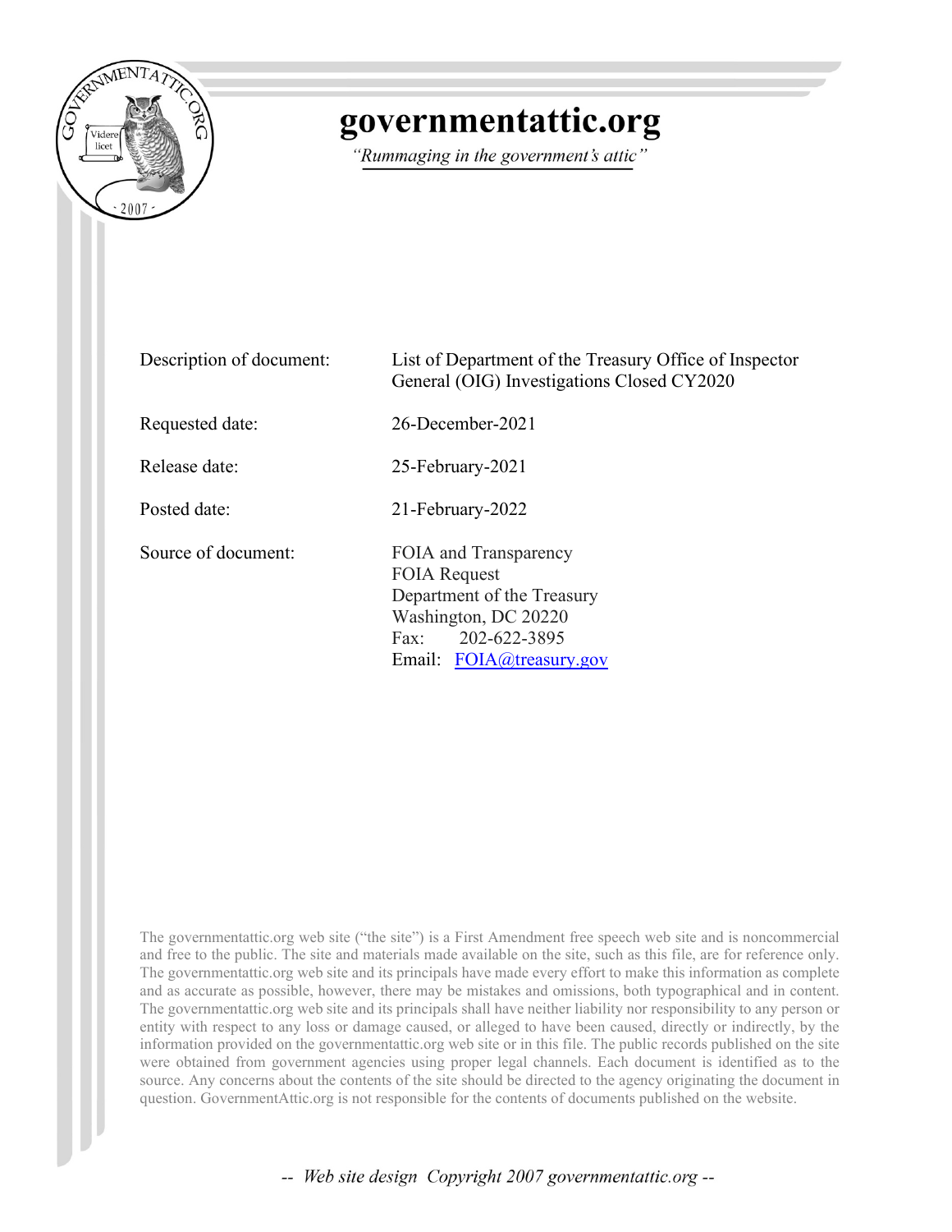# governmentattic.org

*"Rummaging in the government's attic"*

| | |
|---|---|
| Description of document: | List of Department of the Treasury Office of Inspector General (OIG) Investigations Closed CY2020 |
| Requested date: | 26-December-2021 |
| Release date: | 25-February-2021 |
| Posted date: | 21-February-2022 |
| Source of document: | FOIA and Transparency<br>FOIA Request<br>Department of the Treasury<br>Washington, DC 20220<br>Fax: 202-622-3895<br>Email: FOIA@treasury.gov |

The governmentattic.org web site ("the site") is a First Amendment free speech web site and is noncommercial and free to the public. The site and materials made available on the site, such as this file, are for reference only. The governmentattic.org web site and its principals have made every effort to make this information as complete and as accurate as possible, however, there may be mistakes and omissions, both typographical and in content. The governmentattic.org web site and its principals shall have neither liability nor responsibility to any person or entity with respect to any loss or damage caused, or alleged to have been caused, directly or indirectly, by the information provided on the governmentattic.org web site or in this file. The public records published on the site were obtained from government agencies using proper legal channels. Each document is identified as to the source. Any concerns about the contents of the site should be directed to the agency originating the document in question. GovernmentAttic.org is not responsible for the contents of documents published on the website.

*-- Web site design Copyright 2007 governmentattic.org --*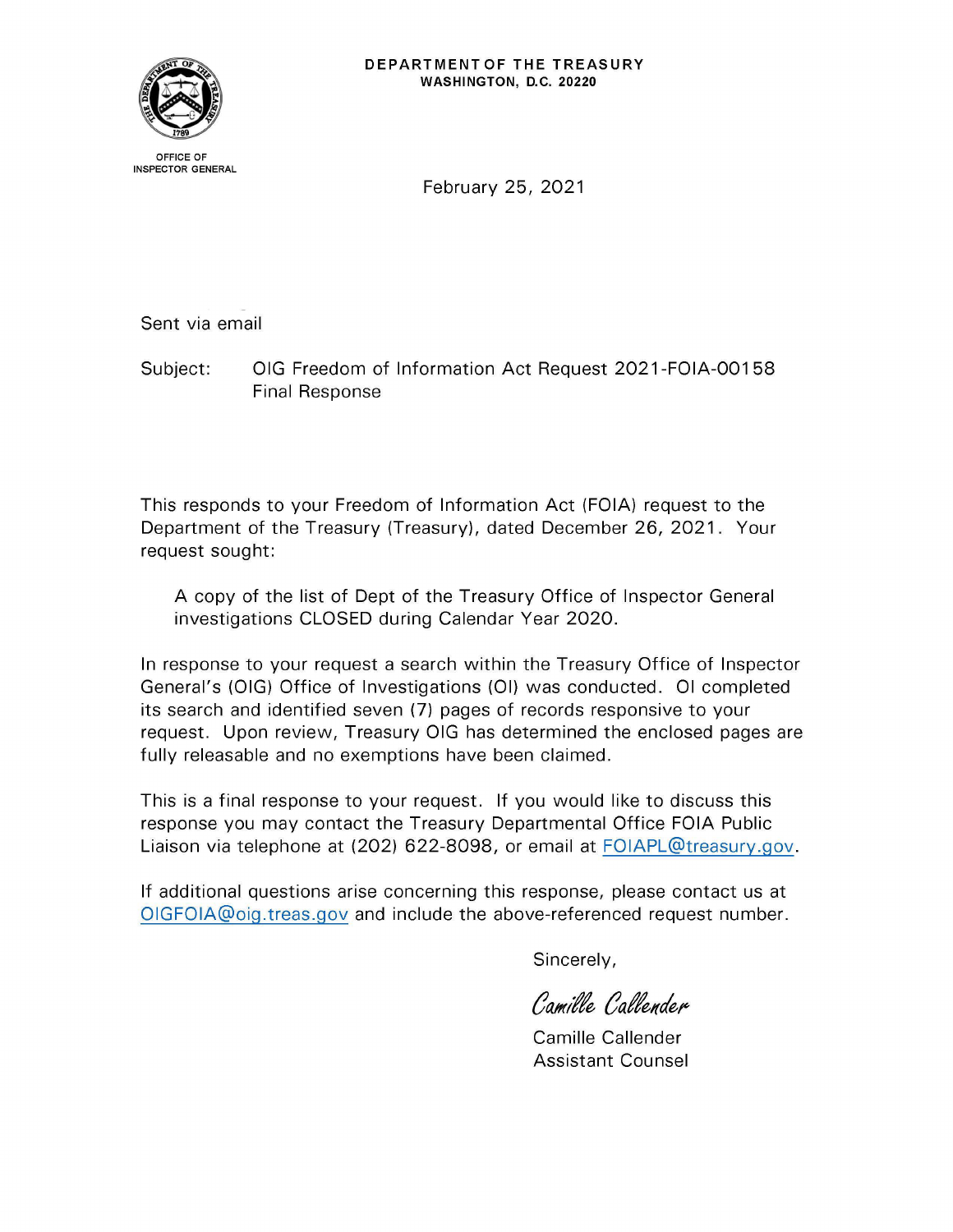DEPARTMENT OF THE TREASURY
WASHINGTON, D.C. 20220

OFFICE OF
INSPECTOR GENERAL

February 25, 2021

Sent via email

Subject: OIG Freedom of Information Act Request 2021-FOIA-00158
Final Response

This responds to your Freedom of Information Act (FOIA) request to the Department of the Treasury (Treasury), dated December 26, 2021. Your request sought:

> A copy of the list of Dept of the Treasury Office of Inspector General investigations CLOSED during Calendar Year 2020.

In response to your request a search within the Treasury Office of Inspector General's (OIG) Office of Investigations (OI) was conducted. OI completed its search and identified seven (7) pages of records responsive to your request. Upon review, Treasury OIG has determined the enclosed pages are fully releasable and no exemptions have been claimed.

This is a final response to your request. If you would like to discuss this response you may contact the Treasury Departmental Office FOIA Public Liaison via telephone at (202) 622-8098, or email at FOIAPL@treasury.gov.

If additional questions arise concerning this response, please contact us at OIGFOIA@oig.treas.gov and include the above-referenced request number.

Sincerely,

*Camille Callender*

Camille Callender
Assistant Counsel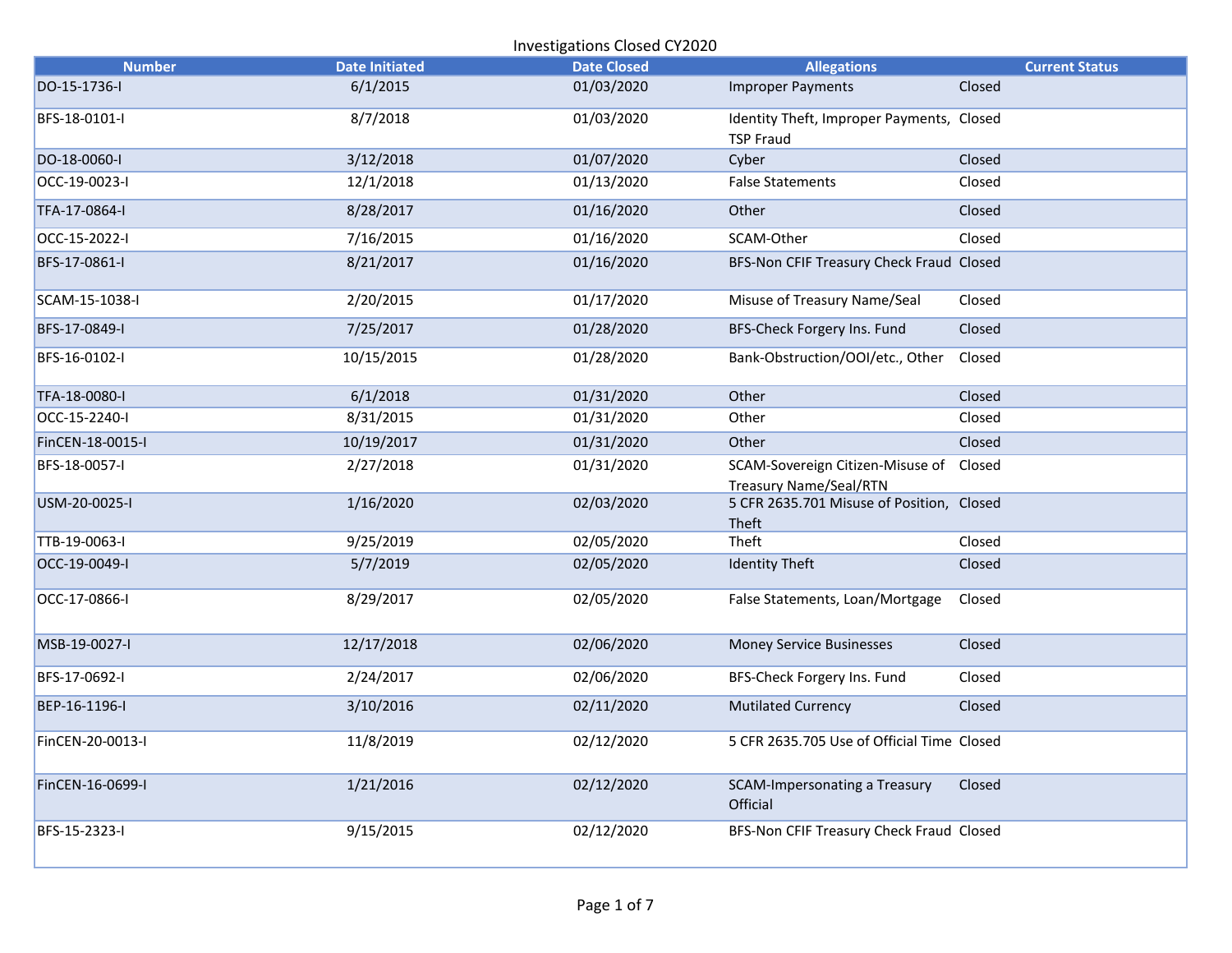# Investigations Closed CY2020

| Number | Date Initiated | Date Closed | Allegations | Current Status |
|---|---|---|---|---|
| DO-15-1736-I | 6/1/2015 | 01/03/2020 | Improper Payments | Closed |
| BFS-18-0101-I | 8/7/2018 | 01/03/2020 | Identity Theft, Improper Payments, TSP Fraud | Closed |
| DO-18-0060-I | 3/12/2018 | 01/07/2020 | Cyber | Closed |
| OCC-19-0023-I | 12/1/2018 | 01/13/2020 | False Statements | Closed |
| TFA-17-0864-I | 8/28/2017 | 01/16/2020 | Other | Closed |
| OCC-15-2022-I | 7/16/2015 | 01/16/2020 | SCAM-Other | Closed |
| BFS-17-0861-I | 8/21/2017 | 01/16/2020 | BFS-Non CFIF Treasury Check Fraud | Closed |
| SCAM-15-1038-I | 2/20/2015 | 01/17/2020 | Misuse of Treasury Name/Seal | Closed |
| BFS-17-0849-I | 7/25/2017 | 01/28/2020 | BFS-Check Forgery Ins. Fund | Closed |
| BFS-16-0102-I | 10/15/2015 | 01/28/2020 | Bank-Obstruction/OOI/etc., Other | Closed |
| TFA-18-0080-I | 6/1/2018 | 01/31/2020 | Other | Closed |
| OCC-15-2240-I | 8/31/2015 | 01/31/2020 | Other | Closed |
| FinCEN-18-0015-I | 10/19/2017 | 01/31/2020 | Other | Closed |
| BFS-18-0057-I | 2/27/2018 | 01/31/2020 | SCAM-Sovereign Citizen-Misuse of Treasury Name/Seal/RTN | Closed |
| USM-20-0025-I | 1/16/2020 | 02/03/2020 | 5 CFR 2635.701 Misuse of Position, Theft | Closed |
| TTB-19-0063-I | 9/25/2019 | 02/05/2020 | Theft | Closed |
| OCC-19-0049-I | 5/7/2019 | 02/05/2020 | Identity Theft | Closed |
| OCC-17-0866-I | 8/29/2017 | 02/05/2020 | False Statements, Loan/Mortgage | Closed |
| MSB-19-0027-I | 12/17/2018 | 02/06/2020 | Money Service Businesses | Closed |
| BFS-17-0692-I | 2/24/2017 | 02/06/2020 | BFS-Check Forgery Ins. Fund | Closed |
| BEP-16-1196-I | 3/10/2016 | 02/11/2020 | Mutilated Currency | Closed |
| FinCEN-20-0013-I | 11/8/2019 | 02/12/2020 | 5 CFR 2635.705 Use of Official Time | Closed |
| FinCEN-16-0699-I | 1/21/2016 | 02/12/2020 | SCAM-Impersonating a Treasury Official | Closed |
| BFS-15-2323-I | 9/15/2015 | 02/12/2020 | BFS-Non CFIF Treasury Check Fraud | Closed |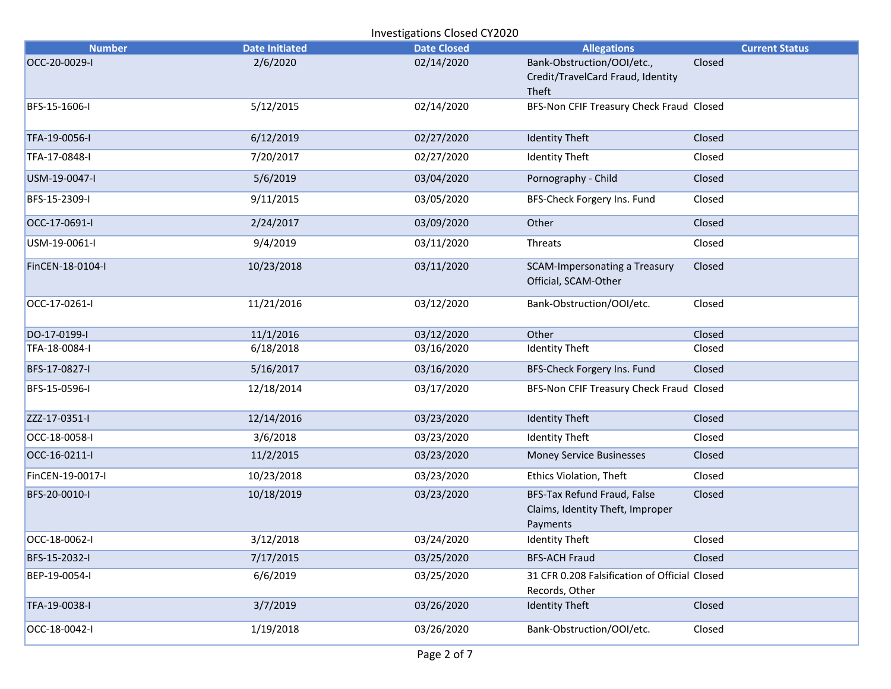Investigations Closed CY2020

| Number | Date Initiated | Date Closed | Allegations | Current Status |
|---|---|---|---|---|
| OCC-20-0029-I | 2/6/2020 | 02/14/2020 | Bank-Obstruction/OOI/etc., Credit/TravelCard Fraud, Identity Theft | Closed |
| BFS-15-1606-I | 5/12/2015 | 02/14/2020 | BFS-Non CFIF Treasury Check Fraud | Closed |
| TFA-19-0056-I | 6/12/2019 | 02/27/2020 | Identity Theft | Closed |
| TFA-17-0848-I | 7/20/2017 | 02/27/2020 | Identity Theft | Closed |
| USM-19-0047-I | 5/6/2019 | 03/04/2020 | Pornography - Child | Closed |
| BFS-15-2309-I | 9/11/2015 | 03/05/2020 | BFS-Check Forgery Ins. Fund | Closed |
| OCC-17-0691-I | 2/24/2017 | 03/09/2020 | Other | Closed |
| USM-19-0061-I | 9/4/2019 | 03/11/2020 | Threats | Closed |
| FinCEN-18-0104-I | 10/23/2018 | 03/11/2020 | SCAM-Impersonating a Treasury Official, SCAM-Other | Closed |
| OCC-17-0261-I | 11/21/2016 | 03/12/2020 | Bank-Obstruction/OOI/etc. | Closed |
| DO-17-0199-I | 11/1/2016 | 03/12/2020 | Other | Closed |
| TFA-18-0084-I | 6/18/2018 | 03/16/2020 | Identity Theft | Closed |
| BFS-17-0827-I | 5/16/2017 | 03/16/2020 | BFS-Check Forgery Ins. Fund | Closed |
| BFS-15-0596-I | 12/18/2014 | 03/17/2020 | BFS-Non CFIF Treasury Check Fraud | Closed |
| ZZZ-17-0351-I | 12/14/2016 | 03/23/2020 | Identity Theft | Closed |
| OCC-18-0058-I | 3/6/2018 | 03/23/2020 | Identity Theft | Closed |
| OCC-16-0211-I | 11/2/2015 | 03/23/2020 | Money Service Businesses | Closed |
| FinCEN-19-0017-I | 10/23/2018 | 03/23/2020 | Ethics Violation, Theft | Closed |
| BFS-20-0010-I | 10/18/2019 | 03/23/2020 | BFS-Tax Refund Fraud, False Claims, Identity Theft, Improper Payments | Closed |
| OCC-18-0062-I | 3/12/2018 | 03/24/2020 | Identity Theft | Closed |
| BFS-15-2032-I | 7/17/2015 | 03/25/2020 | BFS-ACH Fraud | Closed |
| BEP-19-0054-I | 6/6/2019 | 03/25/2020 | 31 CFR 0.208 Falsification of Official Records, Other | Closed |
| TFA-19-0038-I | 3/7/2019 | 03/26/2020 | Identity Theft | Closed |
| OCC-18-0042-I | 1/19/2018 | 03/26/2020 | Bank-Obstruction/OOI/etc. | Closed |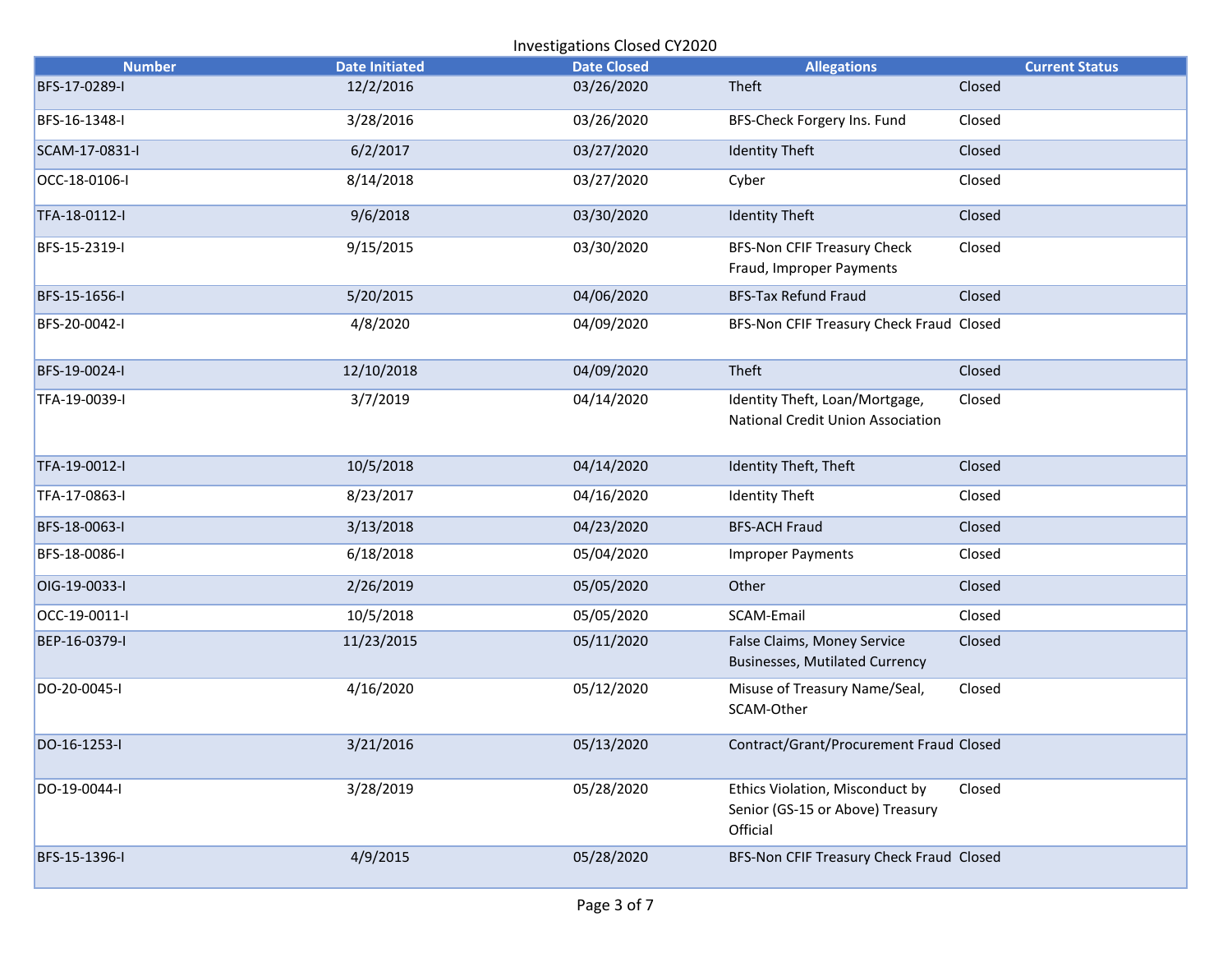Investigations Closed CY2020

| Number | Date Initiated | Date Closed | Allegations | Current Status |
|---|---|---|---|---|
| BFS-17-0289-I | 12/2/2016 | 03/26/2020 | Theft | Closed |
| BFS-16-1348-I | 3/28/2016 | 03/26/2020 | BFS-Check Forgery Ins. Fund | Closed |
| SCAM-17-0831-I | 6/2/2017 | 03/27/2020 | Identity Theft | Closed |
| OCC-18-0106-I | 8/14/2018 | 03/27/2020 | Cyber | Closed |
| TFA-18-0112-I | 9/6/2018 | 03/30/2020 | Identity Theft | Closed |
| BFS-15-2319-I | 9/15/2015 | 03/30/2020 | BFS-Non CFIF Treasury Check Fraud, Improper Payments | Closed |
| BFS-15-1656-I | 5/20/2015 | 04/06/2020 | BFS-Tax Refund Fraud | Closed |
| BFS-20-0042-I | 4/8/2020 | 04/09/2020 | BFS-Non CFIF Treasury Check Fraud | Closed |
| BFS-19-0024-I | 12/10/2018 | 04/09/2020 | Theft | Closed |
| TFA-19-0039-I | 3/7/2019 | 04/14/2020 | Identity Theft, Loan/Mortgage, National Credit Union Association | Closed |
| TFA-19-0012-I | 10/5/2018 | 04/14/2020 | Identity Theft, Theft | Closed |
| TFA-17-0863-I | 8/23/2017 | 04/16/2020 | Identity Theft | Closed |
| BFS-18-0063-I | 3/13/2018 | 04/23/2020 | BFS-ACH Fraud | Closed |
| BFS-18-0086-I | 6/18/2018 | 05/04/2020 | Improper Payments | Closed |
| OIG-19-0033-I | 2/26/2019 | 05/05/2020 | Other | Closed |
| OCC-19-0011-I | 10/5/2018 | 05/05/2020 | SCAM-Email | Closed |
| BEP-16-0379-I | 11/23/2015 | 05/11/2020 | False Claims, Money Service Businesses, Mutilated Currency | Closed |
| DO-20-0045-I | 4/16/2020 | 05/12/2020 | Misuse of Treasury Name/Seal, SCAM-Other | Closed |
| DO-16-1253-I | 3/21/2016 | 05/13/2020 | Contract/Grant/Procurement Fraud | Closed |
| DO-19-0044-I | 3/28/2019 | 05/28/2020 | Ethics Violation, Misconduct by Senior (GS-15 or Above) Treasury Official | Closed |
| BFS-15-1396-I | 4/9/2015 | 05/28/2020 | BFS-Non CFIF Treasury Check Fraud | Closed |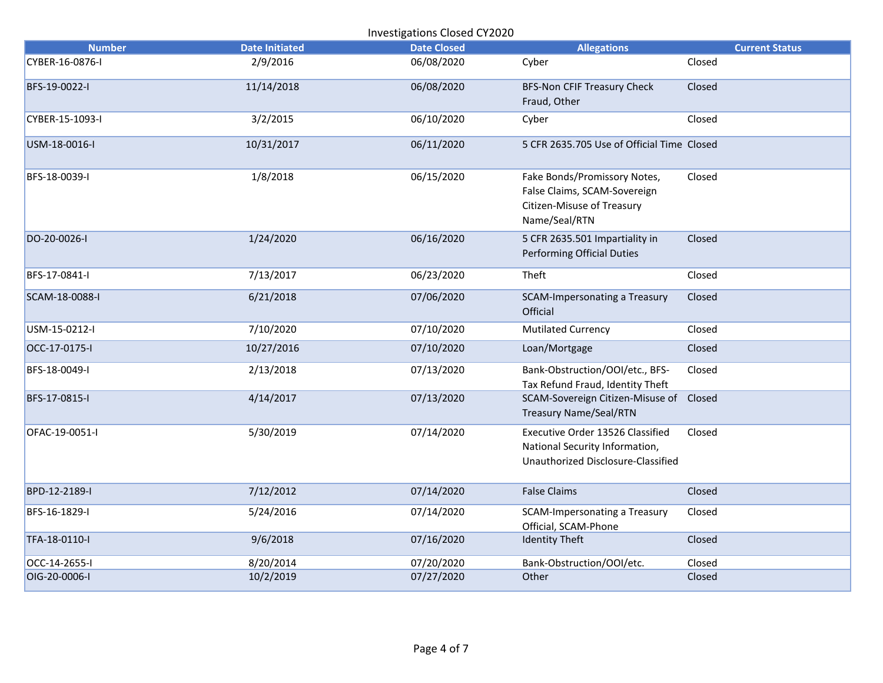Investigations Closed CY2020

| Number | Date Initiated | Date Closed | Allegations | Current Status |
|---|---|---|---|---|
| CYBER-16-0876-I | 2/9/2016 | 06/08/2020 | Cyber | Closed |
| BFS-19-0022-I | 11/14/2018 | 06/08/2020 | BFS-Non CFIF Treasury Check Fraud, Other | Closed |
| CYBER-15-1093-I | 3/2/2015 | 06/10/2020 | Cyber | Closed |
| USM-18-0016-I | 10/31/2017 | 06/11/2020 | 5 CFR 2635.705 Use of Official Time | Closed |
| BFS-18-0039-I | 1/8/2018 | 06/15/2020 | Fake Bonds/Promissory Notes, False Claims, SCAM-Sovereign Citizen-Misuse of Treasury Name/Seal/RTN | Closed |
| DO-20-0026-I | 1/24/2020 | 06/16/2020 | 5 CFR 2635.501 Impartiality in Performing Official Duties | Closed |
| BFS-17-0841-I | 7/13/2017 | 06/23/2020 | Theft | Closed |
| SCAM-18-0088-I | 6/21/2018 | 07/06/2020 | SCAM-Impersonating a Treasury Official | Closed |
| USM-15-0212-I | 7/10/2020 | 07/10/2020 | Mutilated Currency | Closed |
| OCC-17-0175-I | 10/27/2016 | 07/10/2020 | Loan/Mortgage | Closed |
| BFS-18-0049-I | 2/13/2018 | 07/13/2020 | Bank-Obstruction/OOI/etc., BFS-Tax Refund Fraud, Identity Theft | Closed |
| BFS-17-0815-I | 4/14/2017 | 07/13/2020 | SCAM-Sovereign Citizen-Misuse of Treasury Name/Seal/RTN | Closed |
| OFAC-19-0051-I | 5/30/2019 | 07/14/2020 | Executive Order 13526 Classified National Security Information, Unauthorized Disclosure-Classified | Closed |
| BPD-12-2189-I | 7/12/2012 | 07/14/2020 | False Claims | Closed |
| BFS-16-1829-I | 5/24/2016 | 07/14/2020 | SCAM-Impersonating a Treasury Official, SCAM-Phone | Closed |
| TFA-18-0110-I | 9/6/2018 | 07/16/2020 | Identity Theft | Closed |
| OCC-14-2655-I | 8/20/2014 | 07/20/2020 | Bank-Obstruction/OOI/etc. | Closed |
| OIG-20-0006-I | 10/2/2019 | 07/27/2020 | Other | Closed |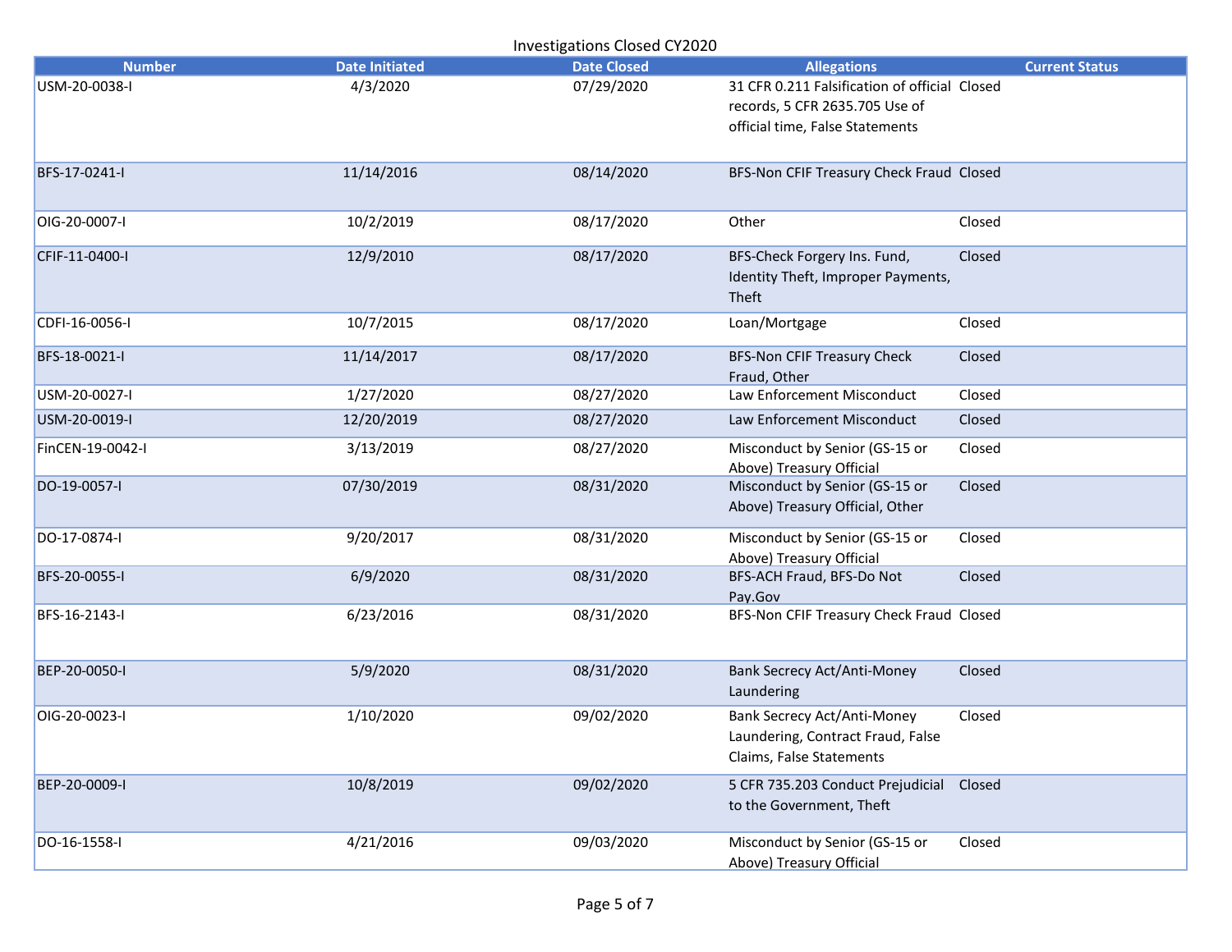Investigations Closed CY2020

| Number | Date Initiated | Date Closed | Allegations | Current Status |
| --- | --- | --- | --- | --- |
| USM-20-0038-I | 4/3/2020 | 07/29/2020 | 31 CFR 0.211 Falsification of official records, 5 CFR 2635.705 Use of official time, False Statements | Closed |
| BFS-17-0241-I | 11/14/2016 | 08/14/2020 | BFS-Non CFIF Treasury Check Fraud | Closed |
| OIG-20-0007-I | 10/2/2019 | 08/17/2020 | Other | Closed |
| CFIF-11-0400-I | 12/9/2010 | 08/17/2020 | BFS-Check Forgery Ins. Fund, Identity Theft, Improper Payments, Theft | Closed |
| CDFI-16-0056-I | 10/7/2015 | 08/17/2020 | Loan/Mortgage | Closed |
| BFS-18-0021-I | 11/14/2017 | 08/17/2020 | BFS-Non CFIF Treasury Check Fraud, Other | Closed |
| USM-20-0027-I | 1/27/2020 | 08/27/2020 | Law Enforcement Misconduct | Closed |
| USM-20-0019-I | 12/20/2019 | 08/27/2020 | Law Enforcement Misconduct | Closed |
| FinCEN-19-0042-I | 3/13/2019 | 08/27/2020 | Misconduct by Senior (GS-15 or Above) Treasury Official | Closed |
| DO-19-0057-I | 07/30/2019 | 08/31/2020 | Misconduct by Senior (GS-15 or Above) Treasury Official, Other | Closed |
| DO-17-0874-I | 9/20/2017 | 08/31/2020 | Misconduct by Senior (GS-15 or Above) Treasury Official | Closed |
| BFS-20-0055-I | 6/9/2020 | 08/31/2020 | BFS-ACH Fraud, BFS-Do Not Pay.Gov | Closed |
| BFS-16-2143-I | 6/23/2016 | 08/31/2020 | BFS-Non CFIF Treasury Check Fraud | Closed |
| BEP-20-0050-I | 5/9/2020 | 08/31/2020 | Bank Secrecy Act/Anti-Money Laundering | Closed |
| OIG-20-0023-I | 1/10/2020 | 09/02/2020 | Bank Secrecy Act/Anti-Money Laundering, Contract Fraud, False Claims, False Statements | Closed |
| BEP-20-0009-I | 10/8/2019 | 09/02/2020 | 5 CFR 735.203 Conduct Prejudicial to the Government, Theft | Closed |
| DO-16-1558-I | 4/21/2016 | 09/03/2020 | Misconduct by Senior (GS-15 or Above) Treasury Official | Closed |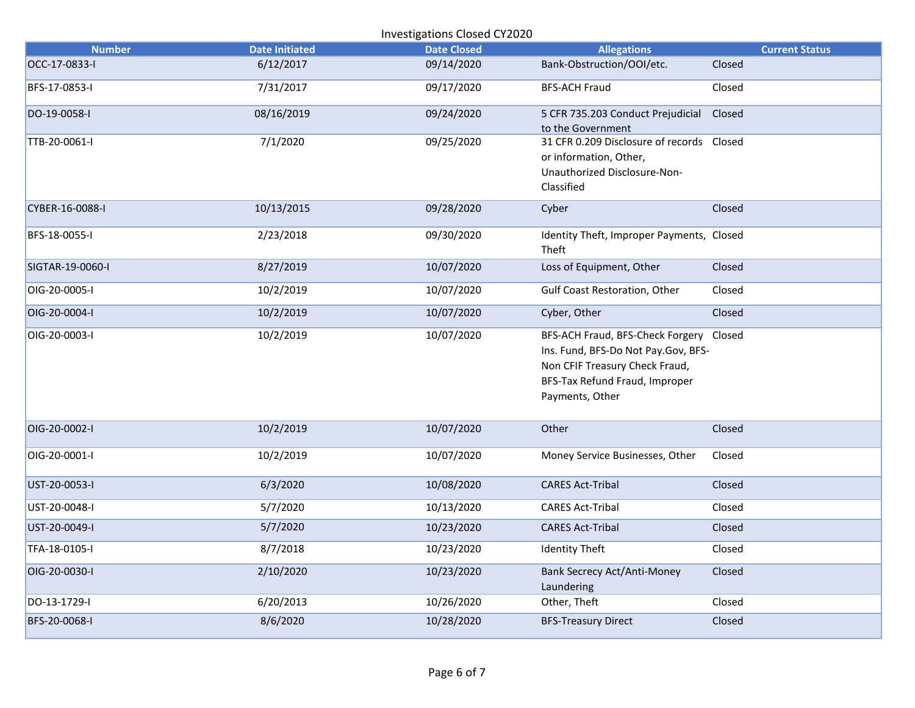Investigations Closed CY2020

| Number | Date Initiated | Date Closed | Allegations | Current Status |
|---|---|---|---|---|
| OCC-17-0833-I | 6/12/2017 | 09/14/2020 | Bank-Obstruction/OOI/etc. | Closed |
| BFS-17-0853-I | 7/31/2017 | 09/17/2020 | BFS-ACH Fraud | Closed |
| DO-19-0058-I | 08/16/2019 | 09/24/2020 | 5 CFR 735.203 Conduct Prejudicial to the Government | Closed |
| TTB-20-0061-I | 7/1/2020 | 09/25/2020 | 31 CFR 0.209 Disclosure of records or information, Other, Unauthorized Disclosure-Non-Classified | Closed |
| CYBER-16-0088-I | 10/13/2015 | 09/28/2020 | Cyber | Closed |
| BFS-18-0055-I | 2/23/2018 | 09/30/2020 | Identity Theft, Improper Payments, Theft | Closed |
| SIGTAR-19-0060-I | 8/27/2019 | 10/07/2020 | Loss of Equipment, Other | Closed |
| OIG-20-0005-I | 10/2/2019 | 10/07/2020 | Gulf Coast Restoration, Other | Closed |
| OIG-20-0004-I | 10/2/2019 | 10/07/2020 | Cyber, Other | Closed |
| OIG-20-0003-I | 10/2/2019 | 10/07/2020 | BFS-ACH Fraud, BFS-Check Forgery Ins. Fund, BFS-Do Not Pay.Gov, BFS-Non CFIF Treasury Check Fraud, BFS-Tax Refund Fraud, Improper Payments, Other | Closed |
| OIG-20-0002-I | 10/2/2019 | 10/07/2020 | Other | Closed |
| OIG-20-0001-I | 10/2/2019 | 10/07/2020 | Money Service Businesses, Other | Closed |
| UST-20-0053-I | 6/3/2020 | 10/08/2020 | CARES Act-Tribal | Closed |
| UST-20-0048-I | 5/7/2020 | 10/13/2020 | CARES Act-Tribal | Closed |
| UST-20-0049-I | 5/7/2020 | 10/23/2020 | CARES Act-Tribal | Closed |
| TFA-18-0105-I | 8/7/2018 | 10/23/2020 | Identity Theft | Closed |
| OIG-20-0030-I | 2/10/2020 | 10/23/2020 | Bank Secrecy Act/Anti-Money Laundering | Closed |
| DO-13-1729-I | 6/20/2013 | 10/26/2020 | Other, Theft | Closed |
| BFS-20-0068-I | 8/6/2020 | 10/28/2020 | BFS-Treasury Direct | Closed |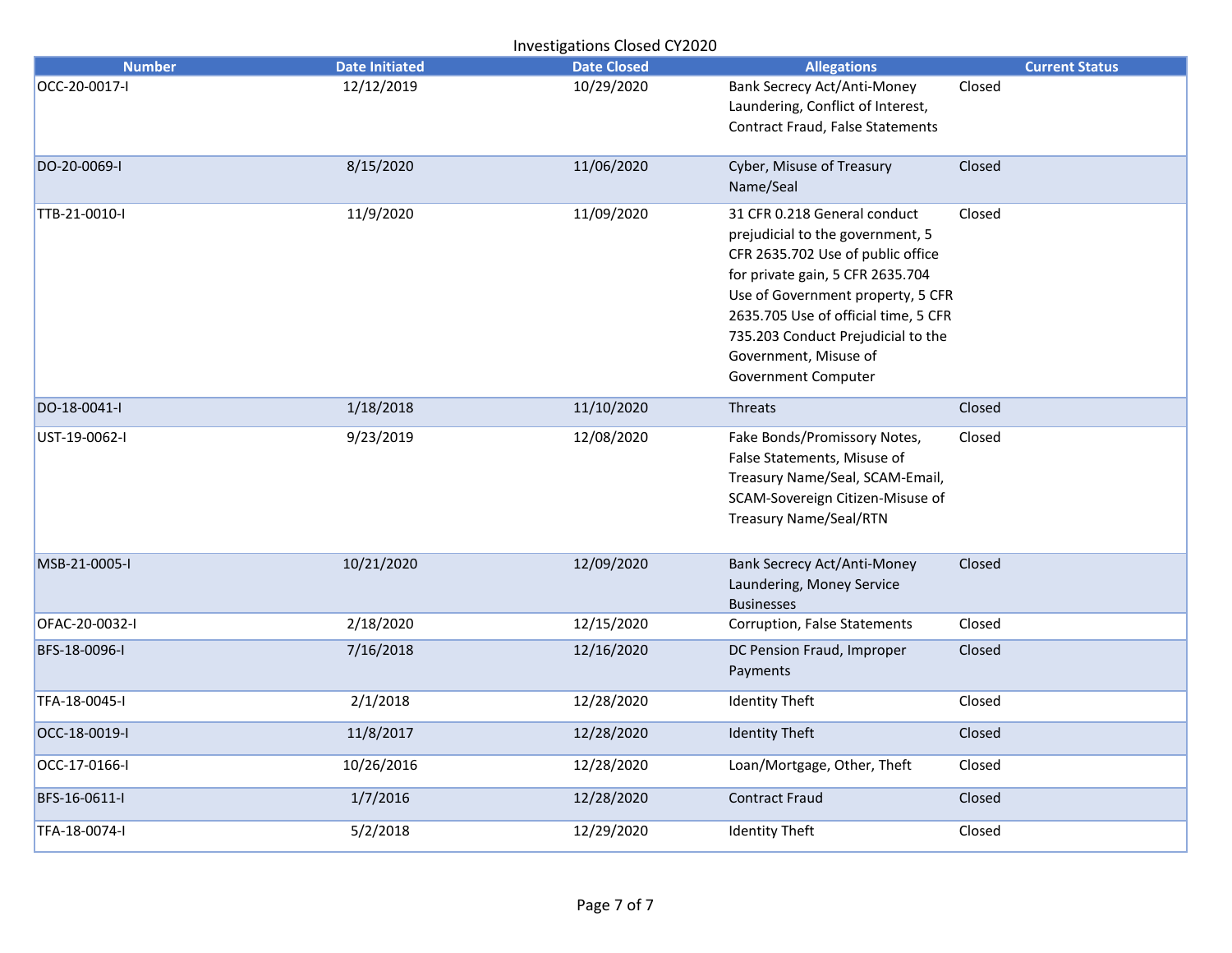Investigations Closed CY2020

| Number | Date Initiated | Date Closed | Allegations | Current Status |
| --- | --- | --- | --- | --- |
| OCC-20-0017-I | 12/12/2019 | 10/29/2020 | Bank Secrecy Act/Anti-Money Laundering, Conflict of Interest, Contract Fraud, False Statements | Closed |
| DO-20-0069-I | 8/15/2020 | 11/06/2020 | Cyber, Misuse of Treasury Name/Seal | Closed |
| TTB-21-0010-I | 11/9/2020 | 11/09/2020 | 31 CFR 0.218 General conduct prejudicial to the government, 5 CFR 2635.702 Use of public office for private gain, 5 CFR 2635.704 Use of Government property, 5 CFR 2635.705 Use of official time, 5 CFR 735.203 Conduct Prejudicial to the Government, Misuse of Government Computer | Closed |
| DO-18-0041-I | 1/18/2018 | 11/10/2020 | Threats | Closed |
| UST-19-0062-I | 9/23/2019 | 12/08/2020 | Fake Bonds/Promissory Notes, False Statements, Misuse of Treasury Name/Seal, SCAM-Email, SCAM-Sovereign Citizen-Misuse of Treasury Name/Seal/RTN | Closed |
| MSB-21-0005-I | 10/21/2020 | 12/09/2020 | Bank Secrecy Act/Anti-Money Laundering, Money Service Businesses | Closed |
| OFAC-20-0032-I | 2/18/2020 | 12/15/2020 | Corruption, False Statements | Closed |
| BFS-18-0096-I | 7/16/2018 | 12/16/2020 | DC Pension Fraud, Improper Payments | Closed |
| TFA-18-0045-I | 2/1/2018 | 12/28/2020 | Identity Theft | Closed |
| OCC-18-0019-I | 11/8/2017 | 12/28/2020 | Identity Theft | Closed |
| OCC-17-0166-I | 10/26/2016 | 12/28/2020 | Loan/Mortgage, Other, Theft | Closed |
| BFS-16-0611-I | 1/7/2016 | 12/28/2020 | Contract Fraud | Closed |
| TFA-18-0074-I | 5/2/2018 | 12/29/2020 | Identity Theft | Closed |